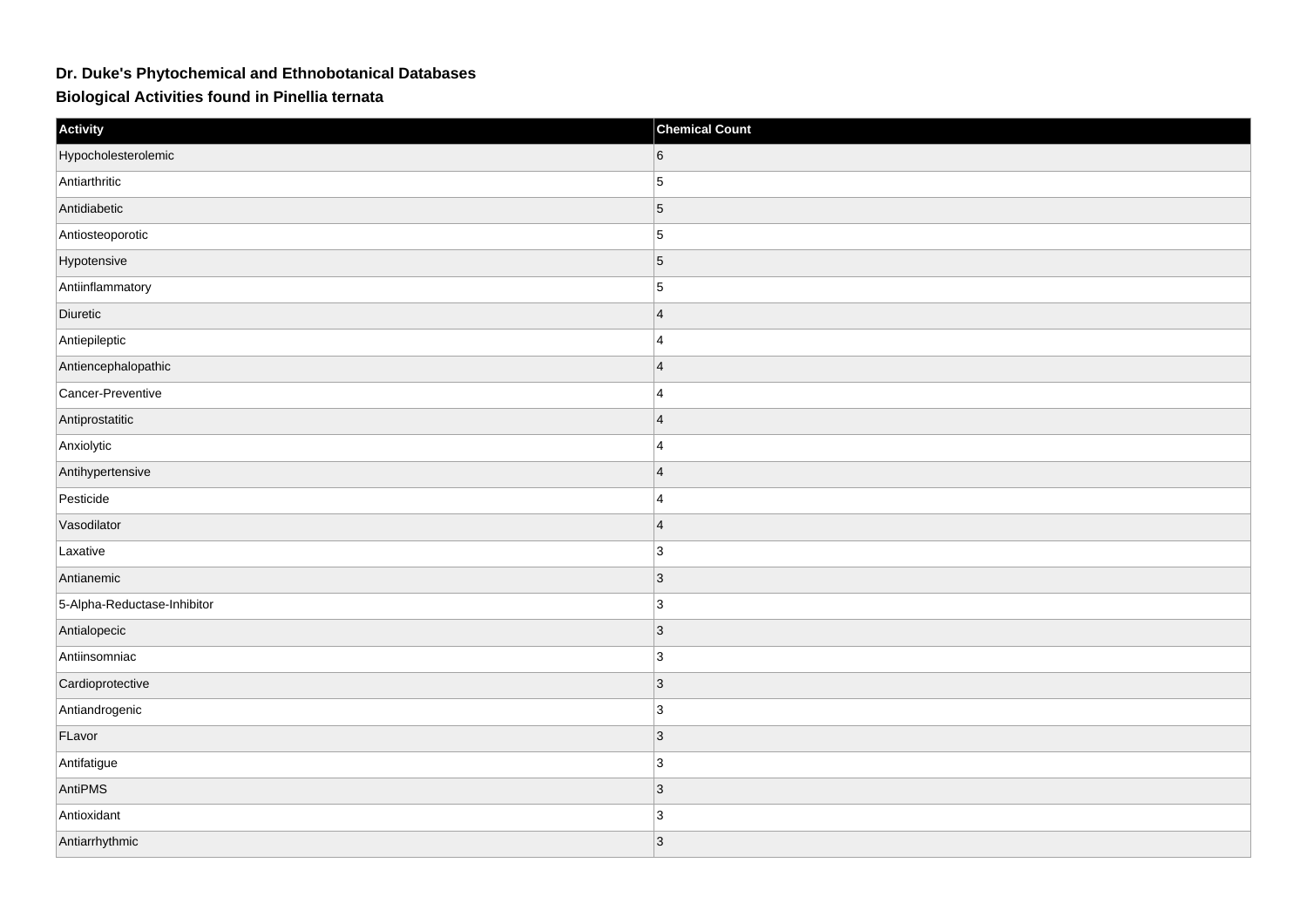# Dr. Duke's Phytochemical and Ethnobotanical Databases

## Biological Activities found in Pinellia ternata

| Activity | Chemical Count |
|---|---|
| Hypocholesterolemic | 6 |
| Antiarthritic | 5 |
| Antidiabetic | 5 |
| Antiosteoporotic | 5 |
| Hypotensive | 5 |
| Antiinflammatory | 5 |
| Diuretic | 4 |
| Antiepileptic | 4 |
| Antiencephalopathic | 4 |
| Cancer-Preventive | 4 |
| Antiprostatitic | 4 |
| Anxiolytic | 4 |
| Antihypertensive | 4 |
| Pesticide | 4 |
| Vasodilator | 4 |
| Laxative | 3 |
| Antianemic | 3 |
| 5-Alpha-Reductase-Inhibitor | 3 |
| Antialopecic | 3 |
| Antiinsomniac | 3 |
| Cardioprotective | 3 |
| Antiandrogenic | 3 |
| FLavor | 3 |
| Antifatigue | 3 |
| AntiPMS | 3 |
| Antioxidant | 3 |
| Antiarrhythmic | 3 |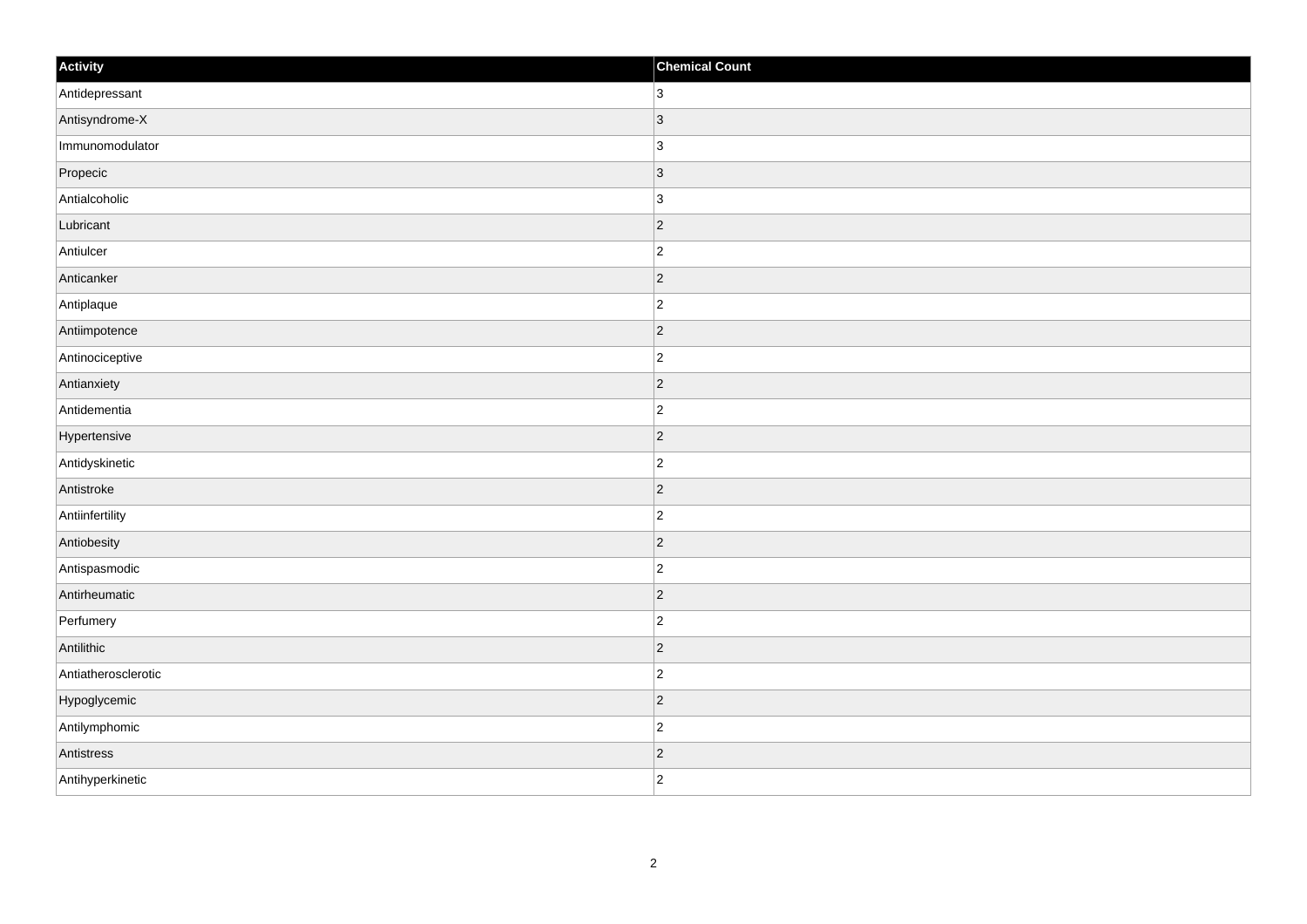| Activity | Chemical Count |
| --- | --- |
| Antidepressant | 3 |
| Antisyndrome-X | 3 |
| Immunomodulator | 3 |
| Propecic | 3 |
| Antialcoholic | 3 |
| Lubricant | 2 |
| Antiulcer | 2 |
| Anticanker | 2 |
| Antiplaque | 2 |
| Antiimpotence | 2 |
| Antinociceptive | 2 |
| Antianxiety | 2 |
| Antidementia | 2 |
| Hypertensive | 2 |
| Antidyskinetic | 2 |
| Antistroke | 2 |
| Antiinfertility | 2 |
| Antiobesity | 2 |
| Antispasmodic | 2 |
| Antirheumatic | 2 |
| Perfumery | 2 |
| Antilithic | 2 |
| Antiatherosclerotic | 2 |
| Hypoglycemic | 2 |
| Antilymphomic | 2 |
| Antistress | 2 |
| Antihyperkinetic | 2 |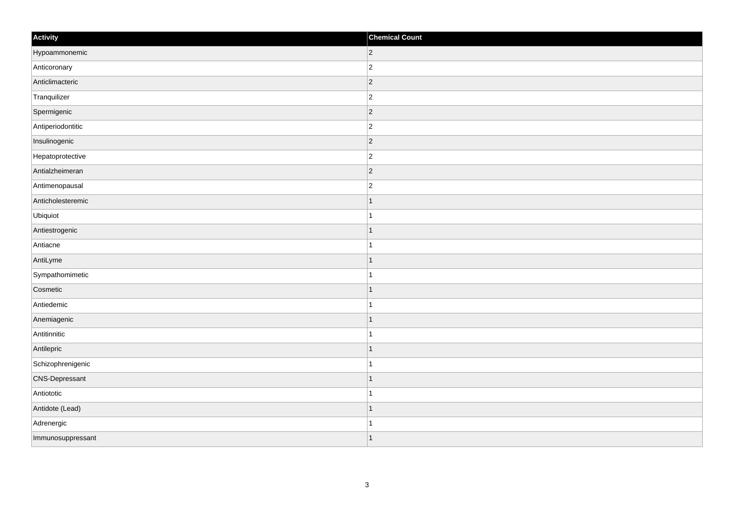| Activity | Chemical Count |
| --- | --- |
| Hypoammonemic | 2 |
| Anticoronary | 2 |
| Anticlimacteric | 2 |
| Tranquilizer | 2 |
| Spermigenic | 2 |
| Antiperiodontitic | 2 |
| Insulinogenic | 2 |
| Hepatoprotective | 2 |
| Antialzheimeran | 2 |
| Antimenopausal | 2 |
| Anticholesteremic | 1 |
| Ubiquiot | 1 |
| Antiestrogenic | 1 |
| Antiacne | 1 |
| AntiLyme | 1 |
| Sympathomimetic | 1 |
| Cosmetic | 1 |
| Antiedemic | 1 |
| Anemiagenic | 1 |
| Antitinnitic | 1 |
| Antilepric | 1 |
| Schizophrenigenic | 1 |
| CNS-Depressant | 1 |
| Antiototic | 1 |
| Antidote (Lead) | 1 |
| Adrenergic | 1 |
| Immunosuppressant | 1 |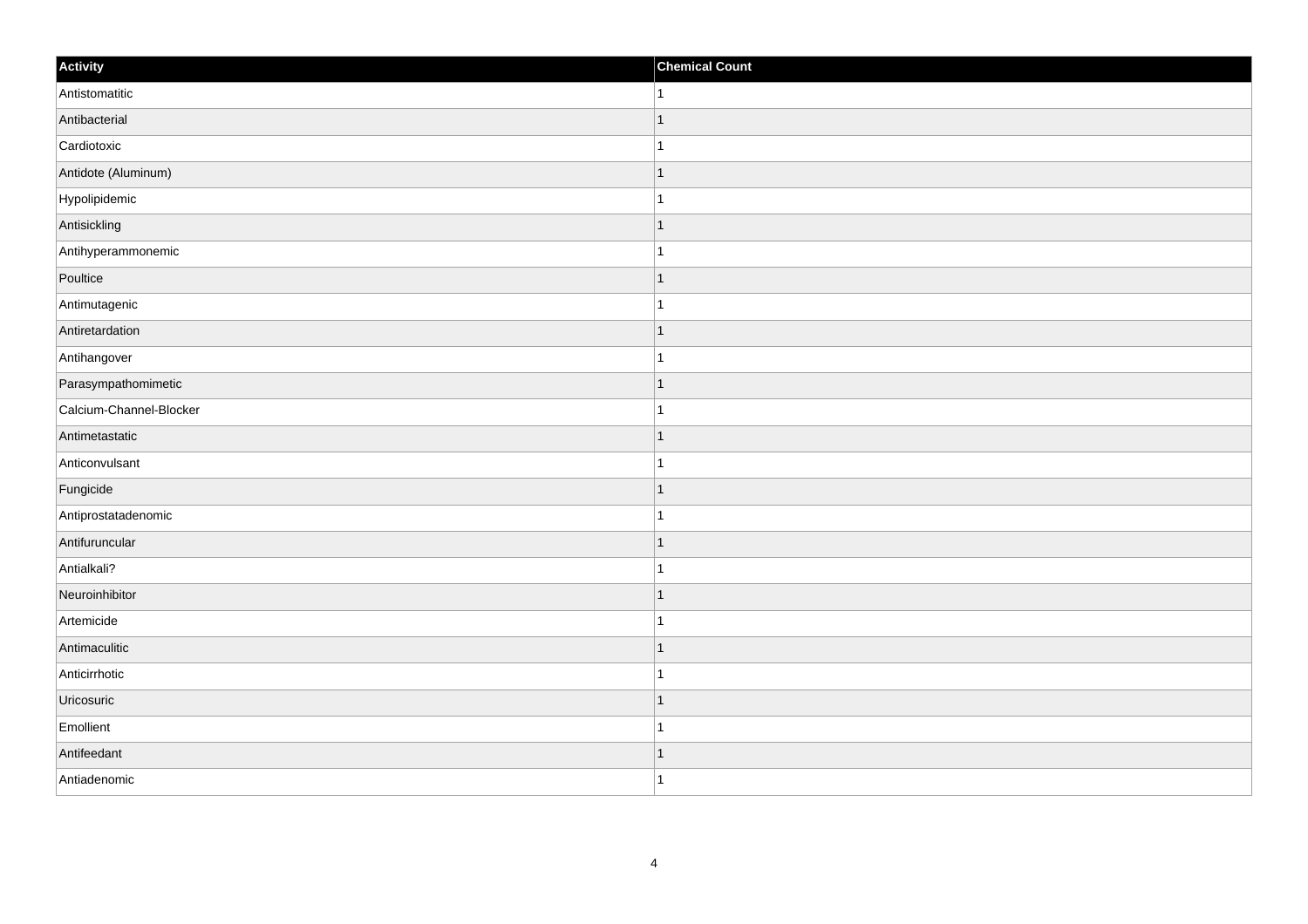| Activity | Chemical Count |
| --- | --- |
| Antistomatitic | 1 |
| Antibacterial | 1 |
| Cardiotoxic | 1 |
| Antidote (Aluminum) | 1 |
| Hypolipidemic | 1 |
| Antisickling | 1 |
| Antihyperammonemic | 1 |
| Poultice | 1 |
| Antimutagenic | 1 |
| Antiretardation | 1 |
| Antihangover | 1 |
| Parasympathomimetic | 1 |
| Calcium-Channel-Blocker | 1 |
| Antimetastatic | 1 |
| Anticonvulsant | 1 |
| Fungicide | 1 |
| Antiprostatadenomic | 1 |
| Antifuruncular | 1 |
| Antialkali? | 1 |
| Neuroinhibitor | 1 |
| Artemicide | 1 |
| Antimaculitic | 1 |
| Anticirrhotic | 1 |
| Uricosuric | 1 |
| Emollient | 1 |
| Antifeedant | 1 |
| Antiadenomic | 1 |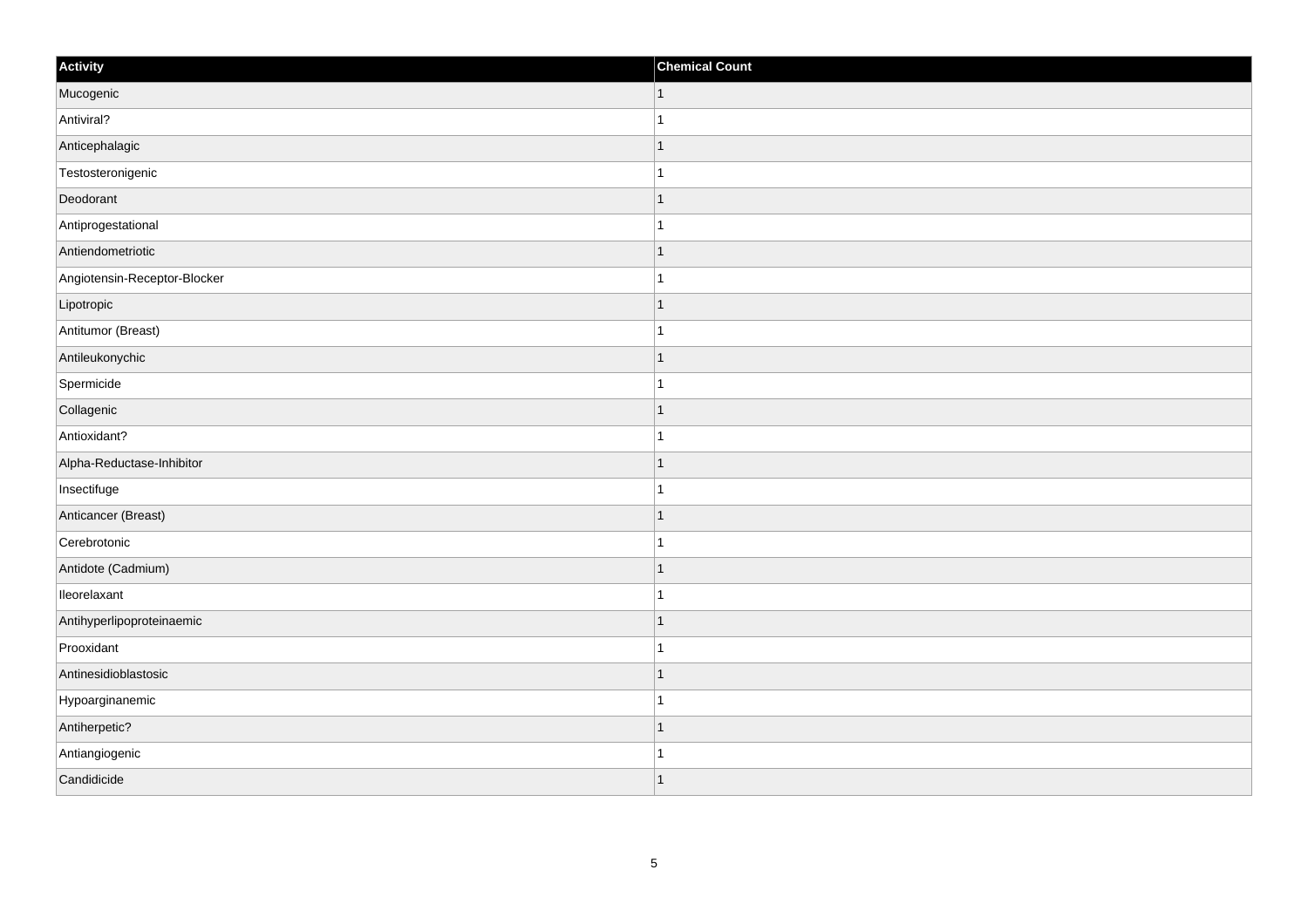| Activity | Chemical Count |
| --- | --- |
| Mucogenic | 1 |
| Antiviral? | 1 |
| Anticephalagic | 1 |
| Testosteronigenic | 1 |
| Deodorant | 1 |
| Antiprogestational | 1 |
| Antiendometriotic | 1 |
| Angiotensin-Receptor-Blocker | 1 |
| Lipotropic | 1 |
| Antitumor (Breast) | 1 |
| Antileukonychic | 1 |
| Spermicide | 1 |
| Collagenic | 1 |
| Antioxidant? | 1 |
| Alpha-Reductase-Inhibitor | 1 |
| Insectifuge | 1 |
| Anticancer (Breast) | 1 |
| Cerebrotonic | 1 |
| Antidote (Cadmium) | 1 |
| Ileorelaxant | 1 |
| Antihyperlipoproteinaemic | 1 |
| Prooxidant | 1 |
| Antinesidioblastosic | 1 |
| Hypoarginanemic | 1 |
| Antiherpetic? | 1 |
| Antiangiogenic | 1 |
| Candidicide | 1 |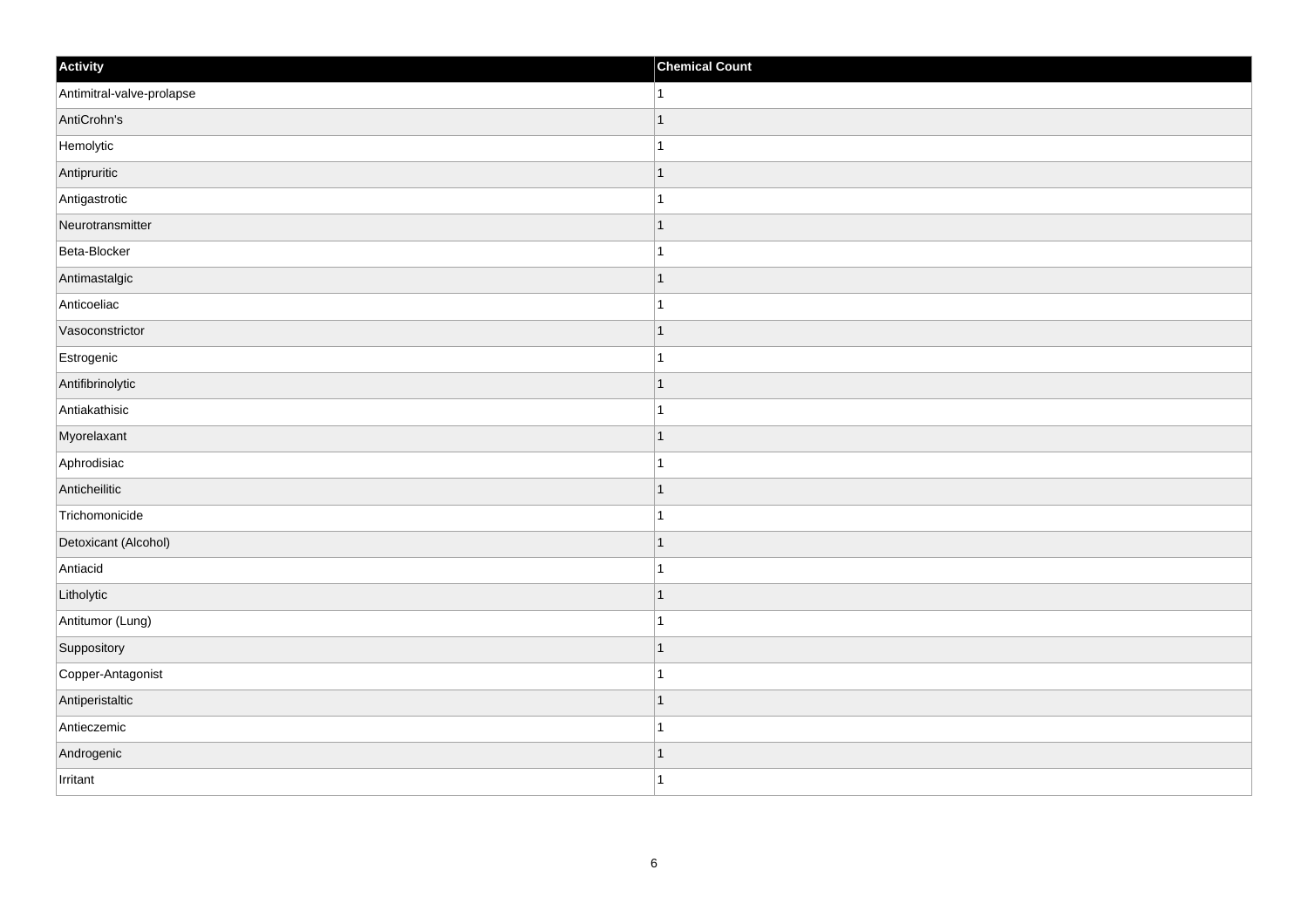| Activity | Chemical Count |
| --- | --- |
| Antimitral-valve-prolapse | 1 |
| AntiCrohn's | 1 |
| Hemolytic | 1 |
| Antipruritic | 1 |
| Antigastrotic | 1 |
| Neurotransmitter | 1 |
| Beta-Blocker | 1 |
| Antimastalgic | 1 |
| Anticoeliac | 1 |
| Vasoconstrictor | 1 |
| Estrogenic | 1 |
| Antifibrinolytic | 1 |
| Antiakathisic | 1 |
| Myorelaxant | 1 |
| Aphrodisiac | 1 |
| Anticheilitic | 1 |
| Trichomonicide | 1 |
| Detoxicant (Alcohol) | 1 |
| Antiacid | 1 |
| Litholytic | 1 |
| Antitumor (Lung) | 1 |
| Suppository | 1 |
| Copper-Antagonist | 1 |
| Antiperistaltic | 1 |
| Antieczemic | 1 |
| Androgenic | 1 |
| Irritant | 1 |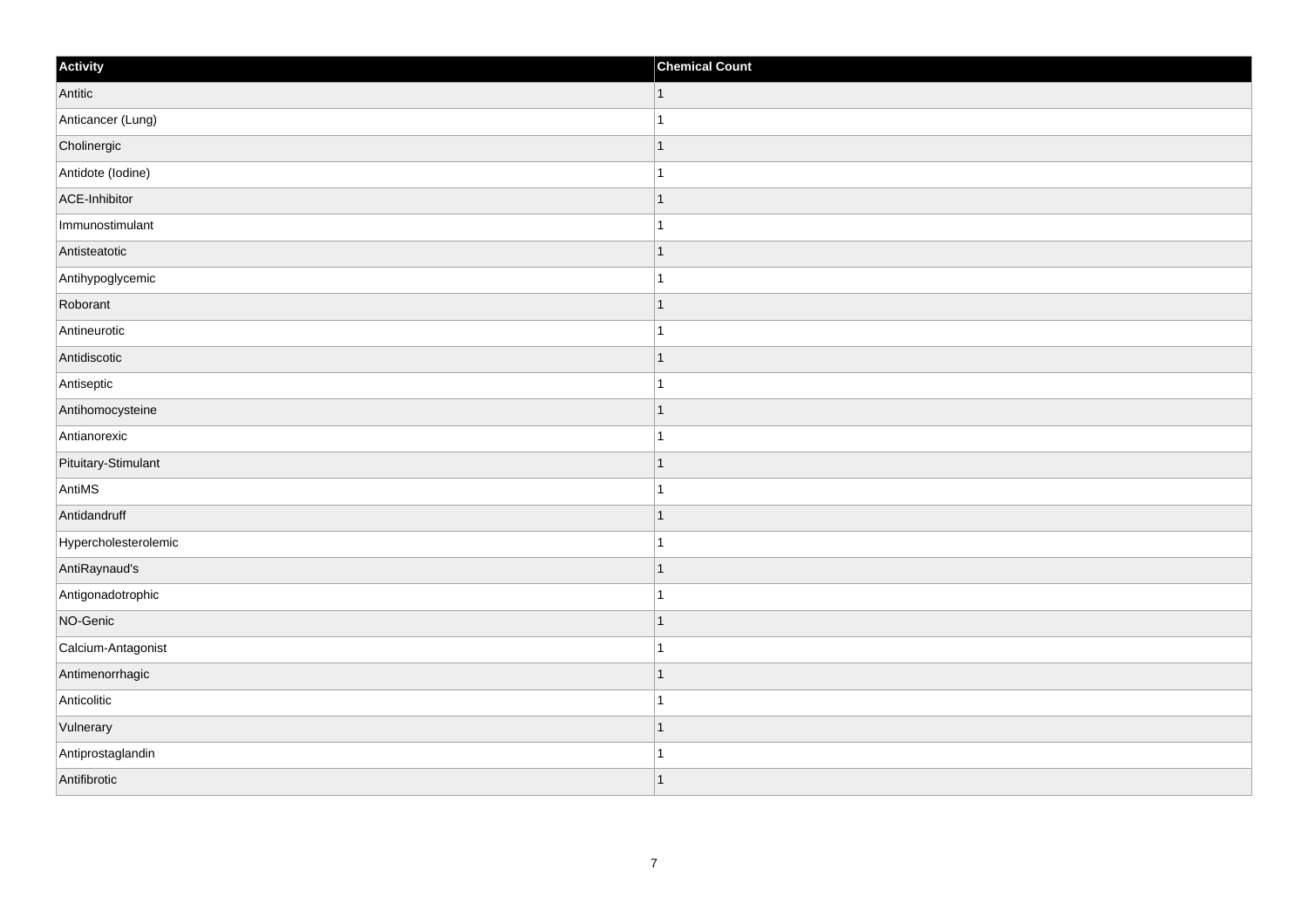| Activity | Chemical Count |
| --- | --- |
| Antitic | 1 |
| Anticancer (Lung) | 1 |
| Cholinergic | 1 |
| Antidote (Iodine) | 1 |
| ACE-Inhibitor | 1 |
| Immunostimulant | 1 |
| Antisteatotic | 1 |
| Antihypoglycemic | 1 |
| Roborant | 1 |
| Antineurotic | 1 |
| Antidiscotic | 1 |
| Antiseptic | 1 |
| Antihomocysteine | 1 |
| Antianorexic | 1 |
| Pituitary-Stimulant | 1 |
| AntiMS | 1 |
| Antidandruff | 1 |
| Hypercholesterolemic | 1 |
| AntiRaynaud's | 1 |
| Antigonadotrophic | 1 |
| NO-Genic | 1 |
| Calcium-Antagonist | 1 |
| Antimenorrhagic | 1 |
| Anticolitic | 1 |
| Vulnerary | 1 |
| Antiprostaglandin | 1 |
| Antifibrotic | 1 |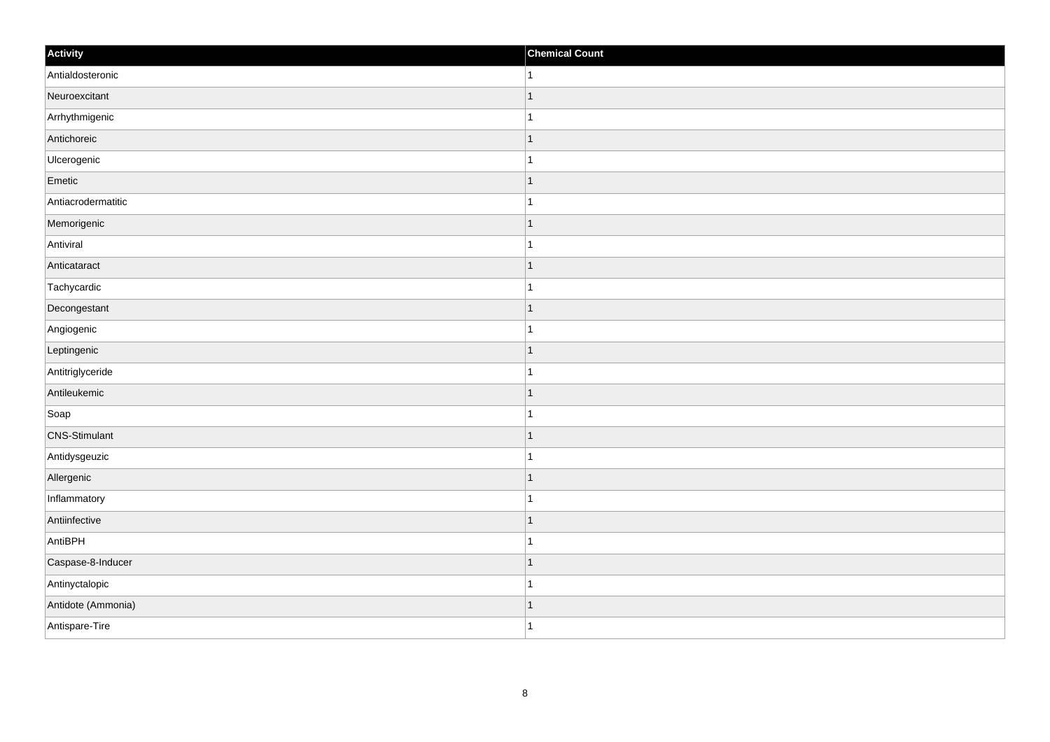| Activity | Chemical Count |
| --- | --- |
| Antialdosteronic | 1 |
| Neuroexcitant | 1 |
| Arrhythmigenic | 1 |
| Antichoreic | 1 |
| Ulcerogenic | 1 |
| Emetic | 1 |
| Antiacrodermatitic | 1 |
| Memorigenic | 1 |
| Antiviral | 1 |
| Anticataract | 1 |
| Tachycardic | 1 |
| Decongestant | 1 |
| Angiogenic | 1 |
| Leptingenic | 1 |
| Antitriglyceride | 1 |
| Antileukemic | 1 |
| Soap | 1 |
| CNS-Stimulant | 1 |
| Antidysgeuzic | 1 |
| Allergenic | 1 |
| Inflammatory | 1 |
| Antiinfective | 1 |
| AntiBPH | 1 |
| Caspase-8-Inducer | 1 |
| Antinyctalopic | 1 |
| Antidote (Ammonia) | 1 |
| Antispare-Tire | 1 |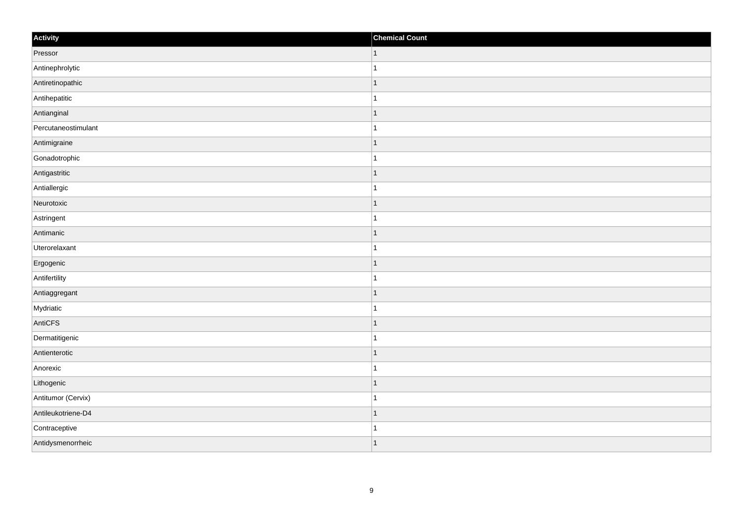| Activity | Chemical Count |
| --- | --- |
| Pressor | 1 |
| Antinephrolytic | 1 |
| Antiretinopathic | 1 |
| Antihepatitic | 1 |
| Antianginal | 1 |
| Percutaneostimulant | 1 |
| Antimigraine | 1 |
| Gonadotrophic | 1 |
| Antigastritic | 1 |
| Antiallergic | 1 |
| Neurotoxic | 1 |
| Astringent | 1 |
| Antimanic | 1 |
| Uterorelaxant | 1 |
| Ergogenic | 1 |
| Antifertility | 1 |
| Antiaggregant | 1 |
| Mydriatic | 1 |
| AntiCFS | 1 |
| Dermatitigenic | 1 |
| Antienterotic | 1 |
| Anorexic | 1 |
| Lithogenic | 1 |
| Antitumor (Cervix) | 1 |
| Antileukotriene-D4 | 1 |
| Contraceptive | 1 |
| Antidysmenorrheic | 1 |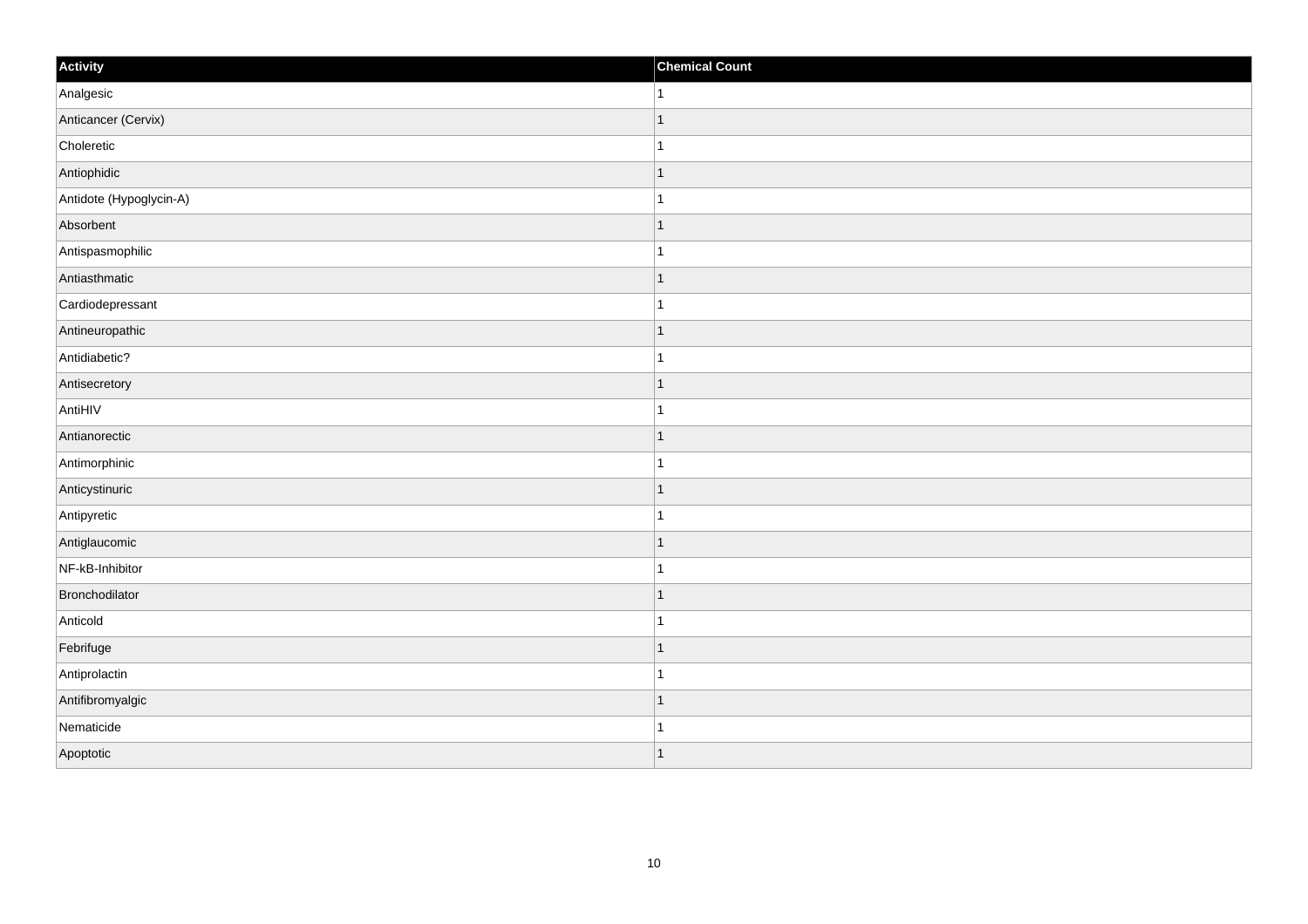| Activity | Chemical Count |
| --- | --- |
| Analgesic | 1 |
| Anticancer (Cervix) | 1 |
| Choleretic | 1 |
| Antiophidic | 1 |
| Antidote (Hypoglycin-A) | 1 |
| Absorbent | 1 |
| Antispasmophilic | 1 |
| Antiasthmatic | 1 |
| Cardiodepressant | 1 |
| Antineuropathic | 1 |
| Antidiabetic? | 1 |
| Antisecretory | 1 |
| AntiHIV | 1 |
| Antianorectic | 1 |
| Antimorphinic | 1 |
| Anticystinuric | 1 |
| Antipyretic | 1 |
| Antiglaucomic | 1 |
| NF-kB-Inhibitor | 1 |
| Bronchodilator | 1 |
| Anticold | 1 |
| Febrifuge | 1 |
| Antiprolactin | 1 |
| Antifibromyalgic | 1 |
| Nematicide | 1 |
| Apoptotic | 1 |